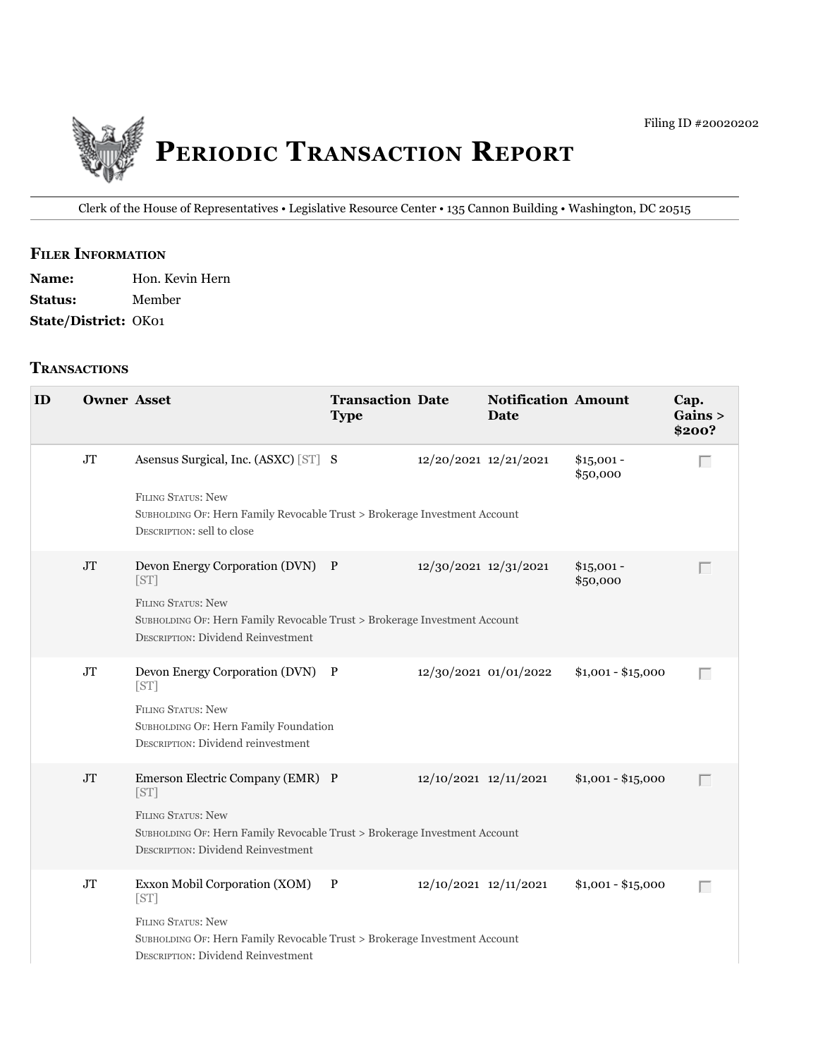Filing ID #20020202

# Periodic Transaction Report

Clerk of the House of Representatives • Legislative Resource Center • 135 Cannon Building • Washington, DC 20515

## Filer Information

**Name:** Hon. Kevin Hern

**Status:** Member

**State/District:** OK01

## Transactions

| ID | Owner | Asset | Transaction Type | Date | Notification Date | Amount | Cap. Gains > $200? |
|---|---|---|---|---|---|---|---|
| | JT | Asensus Surgical, Inc. (ASXC) [ST]<br>Filing Status: New<br>Subholding Of: Hern Family Revocable Trust > Brokerage Investment Account<br>Description: sell to close | S | 12/20/2021 | 12/21/2021 | $15,001 - $50,000 | |
| | JT | Devon Energy Corporation (DVN) [ST]<br>Filing Status: New<br>Subholding Of: Hern Family Revocable Trust > Brokerage Investment Account<br>Description: Dividend Reinvestment | P | 12/30/2021 | 12/31/2021 | $15,001 - $50,000 | |
| | JT | Devon Energy Corporation (DVN) [ST]<br>Filing Status: New<br>Subholding Of: Hern Family Foundation<br>Description: Dividend reinvestment | P | 12/30/2021 | 01/01/2022 | $1,001 - $15,000 | |
| | JT | Emerson Electric Company (EMR) [ST]<br>Filing Status: New<br>Subholding Of: Hern Family Revocable Trust > Brokerage Investment Account<br>Description: Dividend Reinvestment | P | 12/10/2021 | 12/11/2021 | $1,001 - $15,000 | |
| | JT | Exxon Mobil Corporation (XOM) [ST]<br>Filing Status: New<br>Subholding Of: Hern Family Revocable Trust > Brokerage Investment Account<br>Description: Dividend Reinvestment | P | 12/10/2021 | 12/11/2021 | $1,001 - $15,000 | |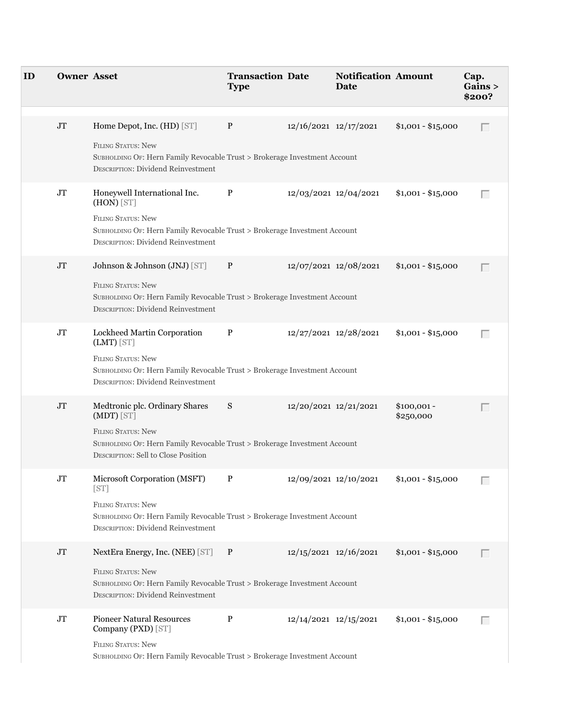| ID | Owner | Asset | Transaction Type | Date | Notification Date | Amount | Cap. Gains > $200? |
| --- | --- | --- | --- | --- | --- | --- | --- |
| | JT | Home Depot, Inc. (HD) [ST]<br>FILING STATUS: New<br>SUBHOLDING OF: Hern Family Revocable Trust > Brokerage Investment Account<br>DESCRIPTION: Dividend Reinvestment | P | 12/16/2021 | 12/17/2021 | $1,001 - $15,000 | |
| | JT | Honeywell International Inc. (HON) [ST]<br>FILING STATUS: New<br>SUBHOLDING OF: Hern Family Revocable Trust > Brokerage Investment Account<br>DESCRIPTION: Dividend Reinvestment | P | 12/03/2021 | 12/04/2021 | $1,001 - $15,000 | |
| | JT | Johnson & Johnson (JNJ) [ST]<br>FILING STATUS: New<br>SUBHOLDING OF: Hern Family Revocable Trust > Brokerage Investment Account<br>DESCRIPTION: Dividend Reinvestment | P | 12/07/2021 | 12/08/2021 | $1,001 - $15,000 | |
| | JT | Lockheed Martin Corporation (LMT) [ST]<br>FILING STATUS: New<br>SUBHOLDING OF: Hern Family Revocable Trust > Brokerage Investment Account<br>DESCRIPTION: Dividend Reinvestment | P | 12/27/2021 | 12/28/2021 | $1,001 - $15,000 | |
| | JT | Medtronic plc. Ordinary Shares (MDT) [ST]<br>FILING STATUS: New<br>SUBHOLDING OF: Hern Family Revocable Trust > Brokerage Investment Account<br>DESCRIPTION: Sell to Close Position | S | 12/20/2021 | 12/21/2021 | $100,001 - $250,000 | |
| | JT | Microsoft Corporation (MSFT) [ST]<br>FILING STATUS: New<br>SUBHOLDING OF: Hern Family Revocable Trust > Brokerage Investment Account<br>DESCRIPTION: Dividend Reinvestment | P | 12/09/2021 | 12/10/2021 | $1,001 - $15,000 | |
| | JT | NextEra Energy, Inc. (NEE) [ST]<br>FILING STATUS: New<br>SUBHOLDING OF: Hern Family Revocable Trust > Brokerage Investment Account<br>DESCRIPTION: Dividend Reinvestment | P | 12/15/2021 | 12/16/2021 | $1,001 - $15,000 | |
| | JT | Pioneer Natural Resources Company (PXD) [ST]<br>FILING STATUS: New<br>SUBHOLDING OF: Hern Family Revocable Trust > Brokerage Investment Account | P | 12/14/2021 | 12/15/2021 | $1,001 - $15,000 | |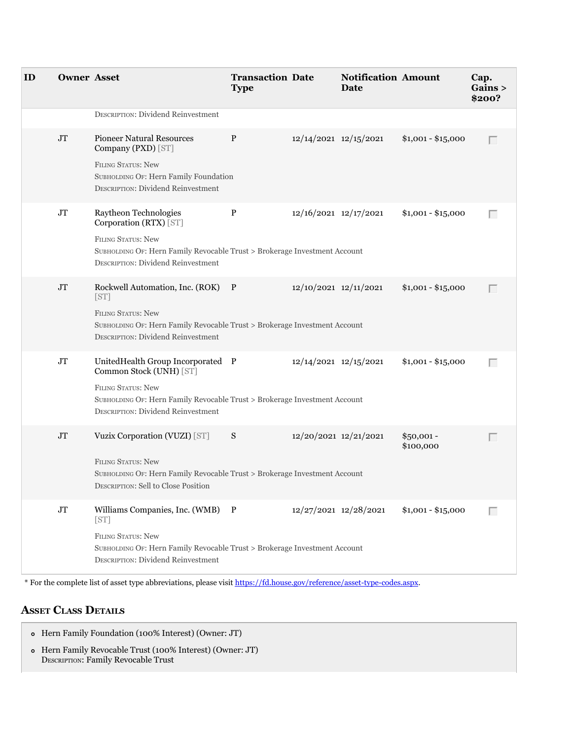| ID | Owner | Asset | Transaction Type | Date | Notification Date | Amount | Cap. Gains > $200? |
|---|---|---|---|---|---|---|---|
| | | DESCRIPTION: Dividend Reinvestment | | | | | |
| | JT | Pioneer Natural Resources Company (PXD) [ST]<br><br>FILING STATUS: New<br>SUBHOLDING OF: Hern Family Foundation<br>DESCRIPTION: Dividend Reinvestment | P | 12/14/2021 | 12/15/2021 | $1,001 - $15,000 | |
| | JT | Raytheon Technologies Corporation (RTX) [ST]<br><br>FILING STATUS: New<br>SUBHOLDING OF: Hern Family Revocable Trust > Brokerage Investment Account<br>DESCRIPTION: Dividend Reinvestment | P | 12/16/2021 | 12/17/2021 | $1,001 - $15,000 | |
| | JT | Rockwell Automation, Inc. (ROK) [ST]<br><br>FILING STATUS: New<br>SUBHOLDING OF: Hern Family Revocable Trust > Brokerage Investment Account<br>DESCRIPTION: Dividend Reinvestment | P | 12/10/2021 | 12/11/2021 | $1,001 - $15,000 | |
| | JT | UnitedHealth Group Incorporated Common Stock (UNH) [ST]<br><br>FILING STATUS: New<br>SUBHOLDING OF: Hern Family Revocable Trust > Brokerage Investment Account<br>DESCRIPTION: Dividend Reinvestment | P | 12/14/2021 | 12/15/2021 | $1,001 - $15,000 | |
| | JT | Vuzix Corporation (VUZI) [ST]<br><br>FILING STATUS: New<br>SUBHOLDING OF: Hern Family Revocable Trust > Brokerage Investment Account<br>DESCRIPTION: Sell to Close Position | S | 12/20/2021 | 12/21/2021 | $50,001 - $100,000 | |
| | JT | Williams Companies, Inc. (WMB) [ST]<br><br>FILING STATUS: New<br>SUBHOLDING OF: Hern Family Revocable Trust > Brokerage Investment Account<br>DESCRIPTION: Dividend Reinvestment | P | 12/27/2021 | 12/28/2021 | $1,001 - $15,000 | |

* For the complete list of asset type abbreviations, please visit https://fd.house.gov/reference/asset-type-codes.aspx.

## Asset Class Details

- Hern Family Foundation (100% Interest) (Owner: JT)
- Hern Family Revocable Trust (100% Interest) (Owner: JT)
  DESCRIPTION: Family Revocable Trust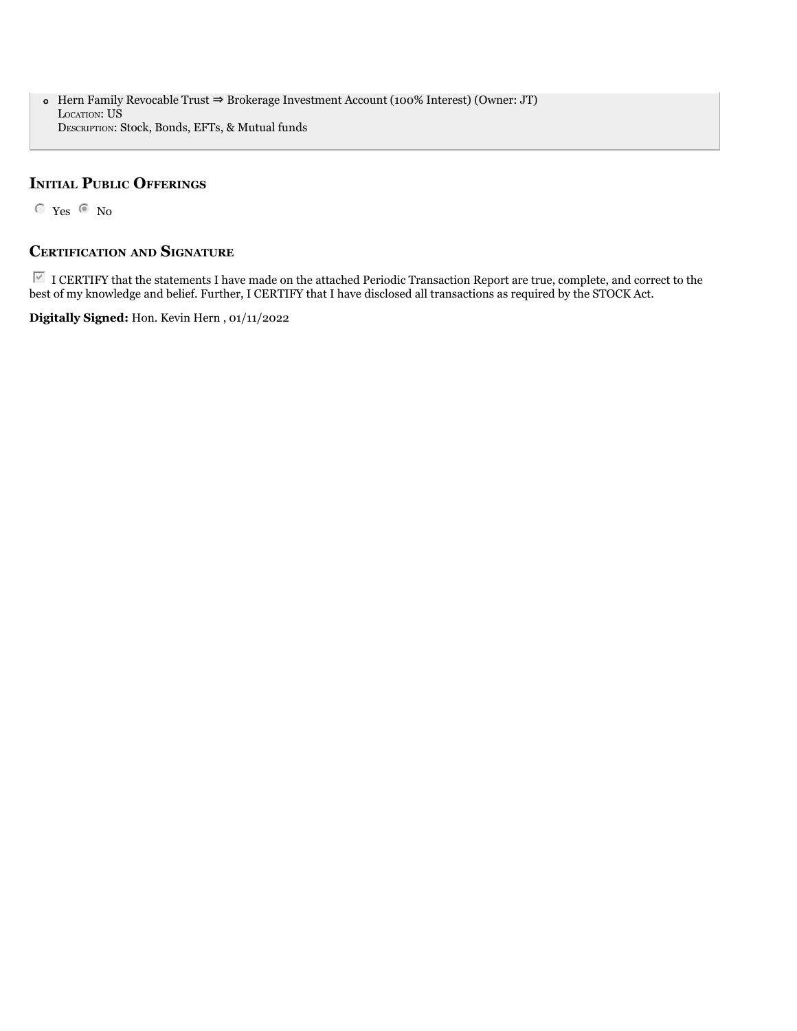- Hern Family Revocable Trust ⇒ Brokerage Investment Account (100% Interest) (Owner: JT)
  LOCATION: US
  DESCRIPTION: Stock, Bonds, EFTs, & Mutual funds

## INITIAL PUBLIC OFFERINGS

○ Yes ◉ No

## CERTIFICATION AND SIGNATURE

☑ I CERTIFY that the statements I have made on the attached Periodic Transaction Report are true, complete, and correct to the best of my knowledge and belief. Further, I CERTIFY that I have disclosed all transactions as required by the STOCK Act.

**Digitally Signed:** Hon. Kevin Hern , 01/11/2022